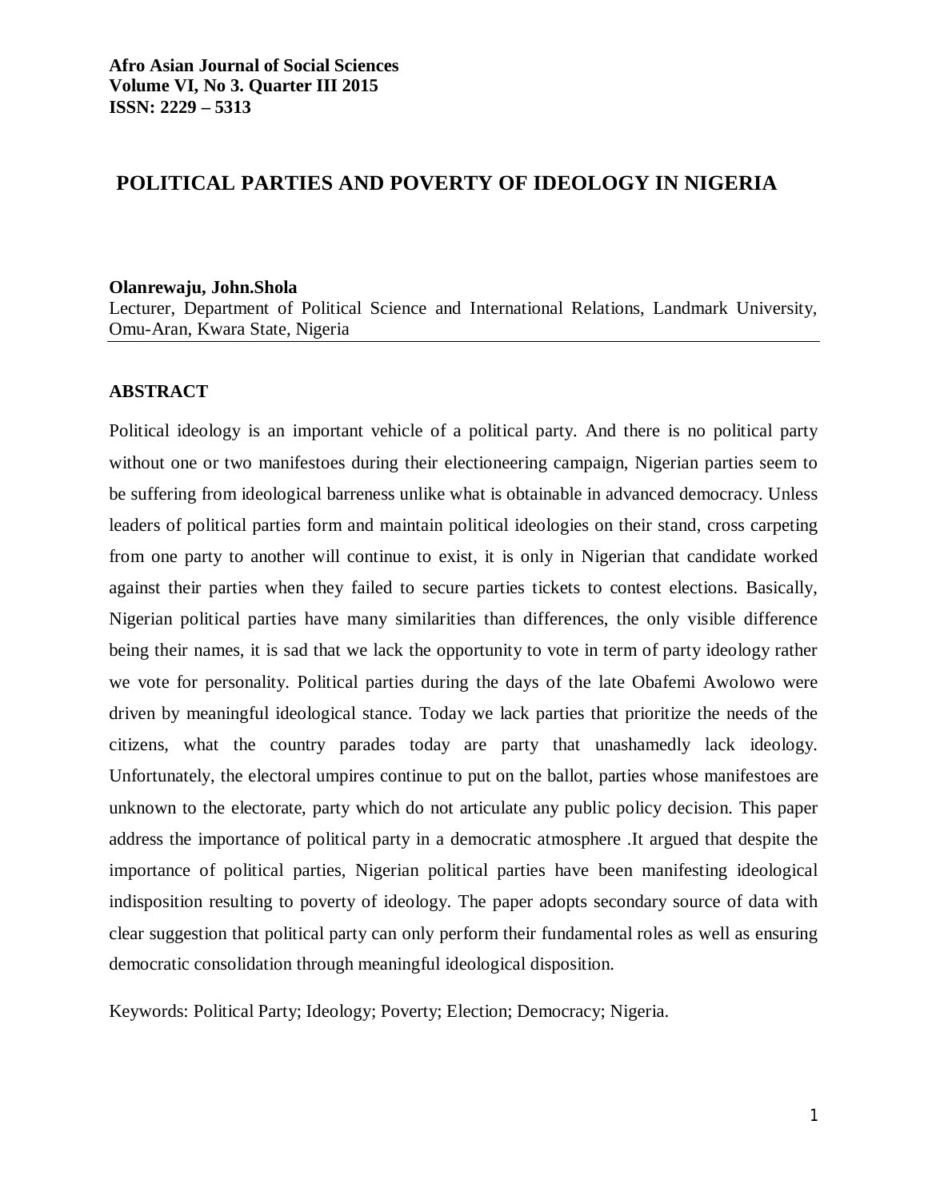**Afro Asian Journal of Social Sciences**
**Volume VI, No 3. Quarter III 2015**
**ISSN: 2229 – 5313**

# POLITICAL PARTIES AND POVERTY OF IDEOLOGY IN NIGERIA

**Olanrewaju, John.Shola**
Lecturer, Department of Political Science and International Relations, Landmark University, Omu-Aran, Kwara State, Nigeria

## ABSTRACT

Political ideology is an important vehicle of a political party. And there is no political party without one or two manifestoes during their electioneering campaign, Nigerian parties seem to be suffering from ideological barreness unlike what is obtainable in advanced democracy. Unless leaders of political parties form and maintain political ideologies on their stand, cross carpeting from one party to another will continue to exist, it is only in Nigerian that candidate worked against their parties when they failed to secure parties tickets to contest elections. Basically, Nigerian political parties have many similarities than differences, the only visible difference being their names, it is sad that we lack the opportunity to vote in term of party ideology rather we vote for personality. Political parties during the days of the late Obafemi Awolowo were driven by meaningful ideological stance. Today we lack parties that prioritize the needs of the citizens, what the country parades today are party that unashamedly lack ideology. Unfortunately, the electoral umpires continue to put on the ballot, parties whose manifestoes are unknown to the electorate, party which do not articulate any public policy decision. This paper address the importance of political party in a democratic atmosphere .It argued that despite the importance of political parties, Nigerian political parties have been manifesting ideological indisposition resulting to poverty of ideology. The paper adopts secondary source of data with clear suggestion that political party can only perform their fundamental roles as well as ensuring democratic consolidation through meaningful ideological disposition.

Keywords: Political Party; Ideology; Poverty; Election; Democracy; Nigeria.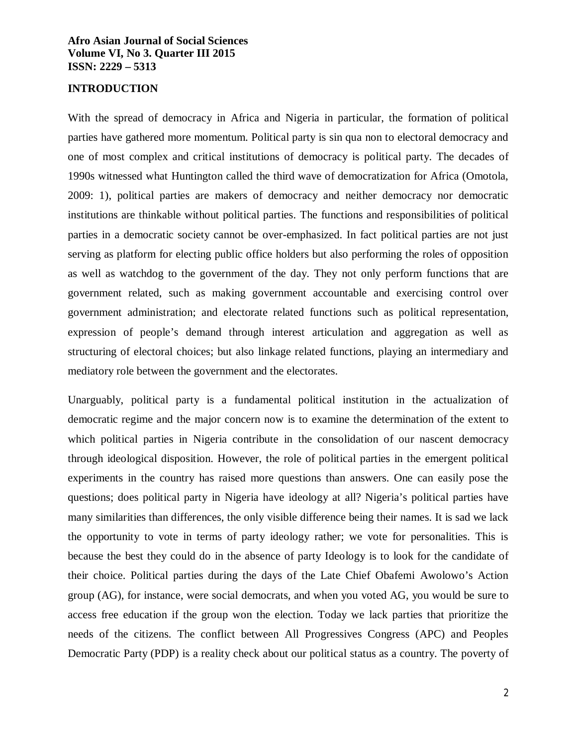## INTRODUCTION

With the spread of democracy in Africa and Nigeria in particular, the formation of political parties have gathered more momentum. Political party is sin qua non to electoral democracy and one of most complex and critical institutions of democracy is political party. The decades of 1990s witnessed what Huntington called the third wave of democratization for Africa (Omotola, 2009: 1), political parties are makers of democracy and neither democracy nor democratic institutions are thinkable without political parties. The functions and responsibilities of political parties in a democratic society cannot be over-emphasized. In fact political parties are not just serving as platform for electing public office holders but also performing the roles of opposition as well as watchdog to the government of the day. They not only perform functions that are government related, such as making government accountable and exercising control over government administration; and electorate related functions such as political representation, expression of people's demand through interest articulation and aggregation as well as structuring of electoral choices; but also linkage related functions, playing an intermediary and mediatory role between the government and the electorates.

Unarguably, political party is a fundamental political institution in the actualization of democratic regime and the major concern now is to examine the determination of the extent to which political parties in Nigeria contribute in the consolidation of our nascent democracy through ideological disposition. However, the role of political parties in the emergent political experiments in the country has raised more questions than answers. One can easily pose the questions; does political party in Nigeria have ideology at all? Nigeria's political parties have many similarities than differences, the only visible difference being their names. It is sad we lack the opportunity to vote in terms of party ideology rather; we vote for personalities. This is because the best they could do in the absence of party Ideology is to look for the candidate of their choice. Political parties during the days of the Late Chief Obafemi Awolowo's Action group (AG), for instance, were social democrats, and when you voted AG, you would be sure to access free education if the group won the election. Today we lack parties that prioritize the needs of the citizens. The conflict between All Progressives Congress (APC) and Peoples Democratic Party (PDP) is a reality check about our political status as a country. The poverty of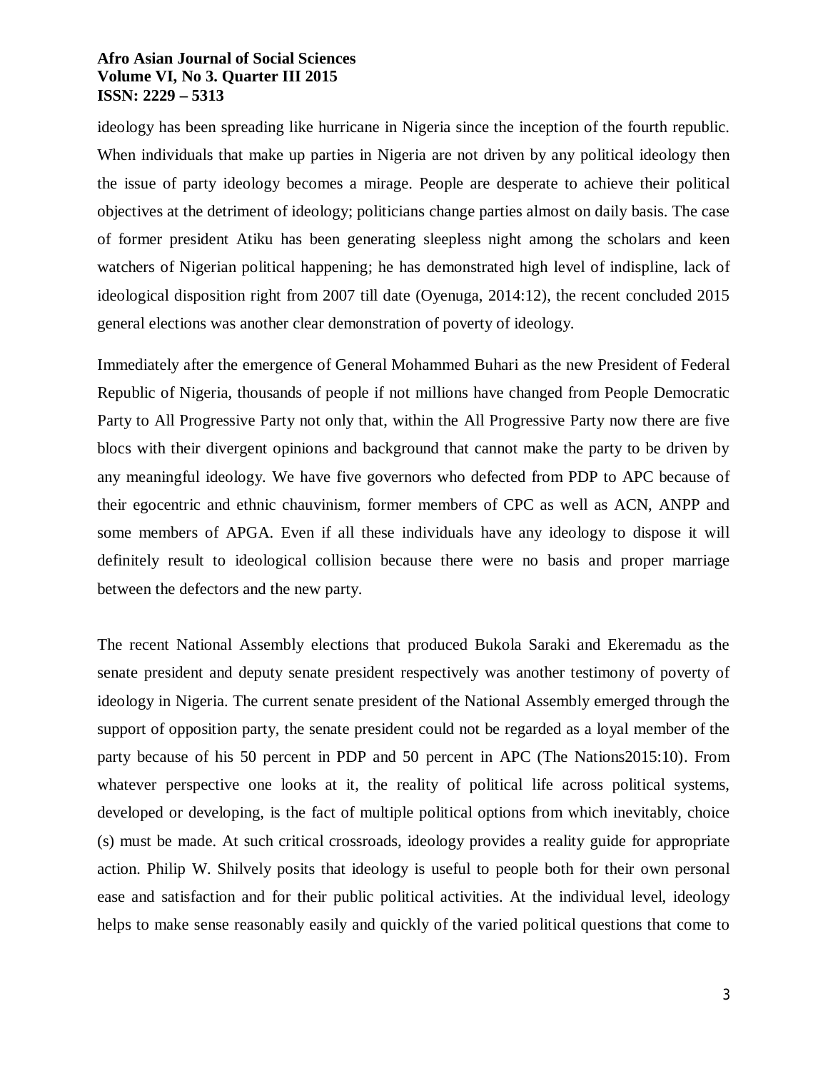ideology has been spreading like hurricane in Nigeria since the inception of the fourth republic. When individuals that make up parties in Nigeria are not driven by any political ideology then the issue of party ideology becomes a mirage. People are desperate to achieve their political objectives at the detriment of ideology; politicians change parties almost on daily basis. The case of former president Atiku has been generating sleepless night among the scholars and keen watchers of Nigerian political happening; he has demonstrated high level of indispline, lack of ideological disposition right from 2007 till date (Oyenuga, 2014:12), the recent concluded 2015 general elections was another clear demonstration of poverty of ideology.

Immediately after the emergence of General Mohammed Buhari as the new President of Federal Republic of Nigeria, thousands of people if not millions have changed from People Democratic Party to All Progressive Party not only that, within the All Progressive Party now there are five blocs with their divergent opinions and background that cannot make the party to be driven by any meaningful ideology. We have five governors who defected from PDP to APC because of their egocentric and ethnic chauvinism, former members of CPC as well as ACN, ANPP and some members of APGA. Even if all these individuals have any ideology to dispose it will definitely result to ideological collision because there were no basis and proper marriage between the defectors and the new party.

The recent National Assembly elections that produced Bukola Saraki and Ekeremadu as the senate president and deputy senate president respectively was another testimony of poverty of ideology in Nigeria. The current senate president of the National Assembly emerged through the support of opposition party, the senate president could not be regarded as a loyal member of the party because of his 50 percent in PDP and 50 percent in APC (The Nations2015:10). From whatever perspective one looks at it, the reality of political life across political systems, developed or developing, is the fact of multiple political options from which inevitably, choice (s) must be made. At such critical crossroads, ideology provides a reality guide for appropriate action. Philip W. Shilvely posits that ideology is useful to people both for their own personal ease and satisfaction and for their public political activities. At the individual level, ideology helps to make sense reasonably easily and quickly of the varied political questions that come to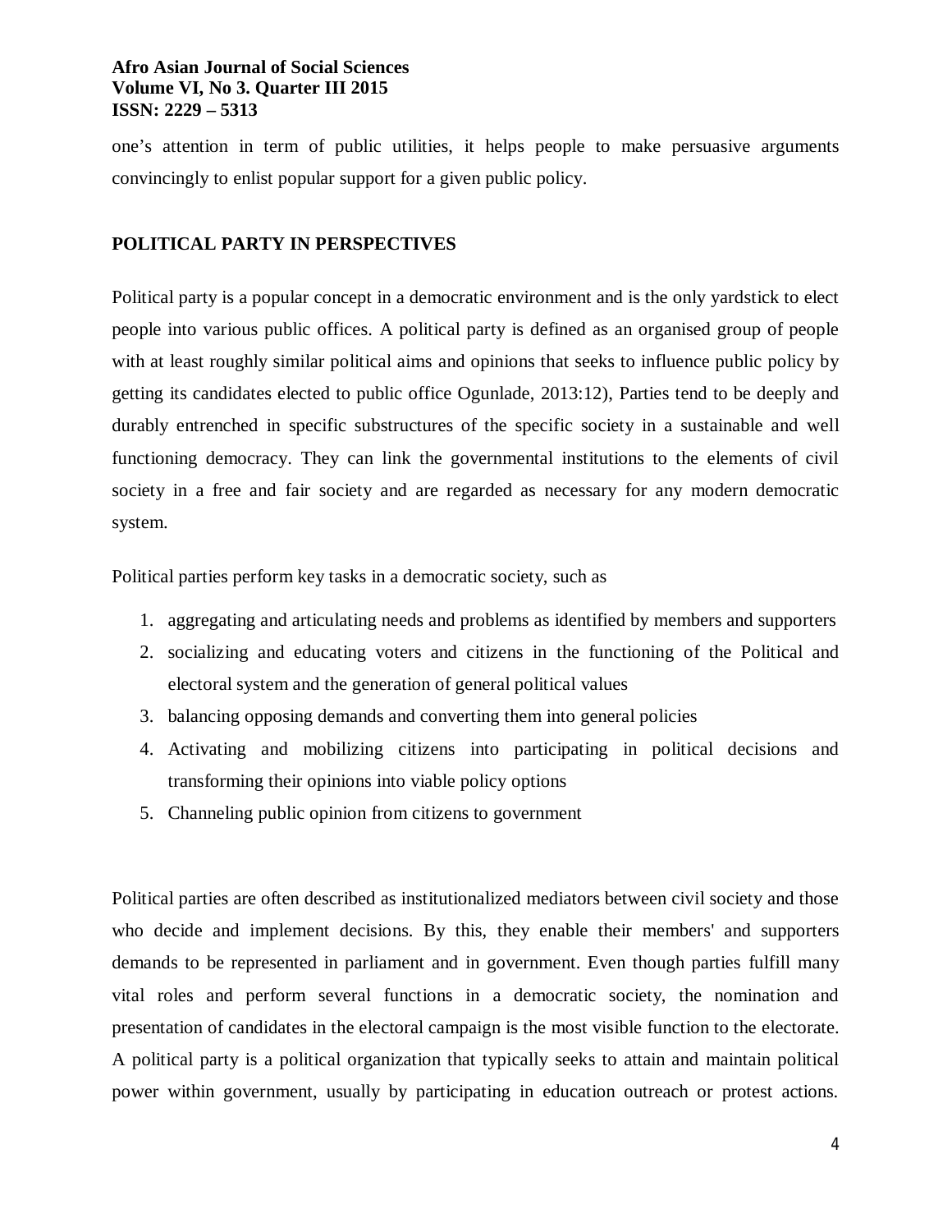one's attention in term of public utilities, it helps people to make persuasive arguments convincingly to enlist popular support for a given public policy.

## POLITICAL PARTY IN PERSPECTIVES

Political party is a popular concept in a democratic environment and is the only yardstick to elect people into various public offices. A political party is defined as an organised group of people with at least roughly similar political aims and opinions that seeks to influence public policy by getting its candidates elected to public office Ogunlade, 2013:12), Parties tend to be deeply and durably entrenched in specific substructures of the specific society in a sustainable and well functioning democracy. They can link the governmental institutions to the elements of civil society in a free and fair society and are regarded as necessary for any modern democratic system.

Political parties perform key tasks in a democratic society, such as

1. aggregating and articulating needs and problems as identified by members and supporters
2. socializing and educating voters and citizens in the functioning of the Political and electoral system and the generation of general political values
3. balancing opposing demands and converting them into general policies
4. Activating and mobilizing citizens into participating in political decisions and transforming their opinions into viable policy options
5. Channeling public opinion from citizens to government

Political parties are often described as institutionalized mediators between civil society and those who decide and implement decisions. By this, they enable their members' and supporters demands to be represented in parliament and in government. Even though parties fulfill many vital roles and perform several functions in a democratic society, the nomination and presentation of candidates in the electoral campaign is the most visible function to the electorate. A political party is a political organization that typically seeks to attain and maintain political power within government, usually by participating in education outreach or protest actions.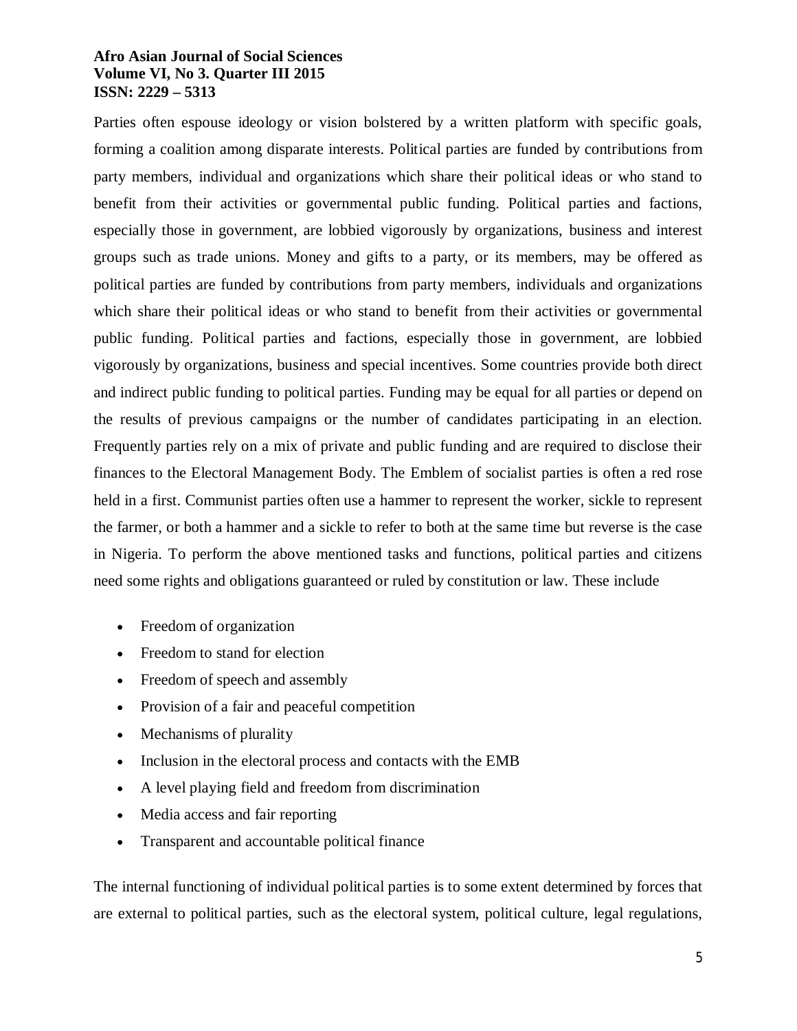Parties often espouse ideology or vision bolstered by a written platform with specific goals, forming a coalition among disparate interests. Political parties are funded by contributions from party members, individual and organizations which share their political ideas or who stand to benefit from their activities or governmental public funding. Political parties and factions, especially those in government, are lobbied vigorously by organizations, business and interest groups such as trade unions. Money and gifts to a party, or its members, may be offered as political parties are funded by contributions from party members, individuals and organizations which share their political ideas or who stand to benefit from their activities or governmental public funding. Political parties and factions, especially those in government, are lobbied vigorously by organizations, business and special incentives. Some countries provide both direct and indirect public funding to political parties. Funding may be equal for all parties or depend on the results of previous campaigns or the number of candidates participating in an election. Frequently parties rely on a mix of private and public funding and are required to disclose their finances to the Electoral Management Body. The Emblem of socialist parties is often a red rose held in a first. Communist parties often use a hammer to represent the worker, sickle to represent the farmer, or both a hammer and a sickle to refer to both at the same time but reverse is the case in Nigeria. To perform the above mentioned tasks and functions, political parties and citizens need some rights and obligations guaranteed or ruled by constitution or law. These include

- Freedom of organization
- Freedom to stand for election
- Freedom of speech and assembly
- Provision of a fair and peaceful competition
- Mechanisms of plurality
- Inclusion in the electoral process and contacts with the EMB
- A level playing field and freedom from discrimination
- Media access and fair reporting
- Transparent and accountable political finance

The internal functioning of individual political parties is to some extent determined by forces that are external to political parties, such as the electoral system, political culture, legal regulations,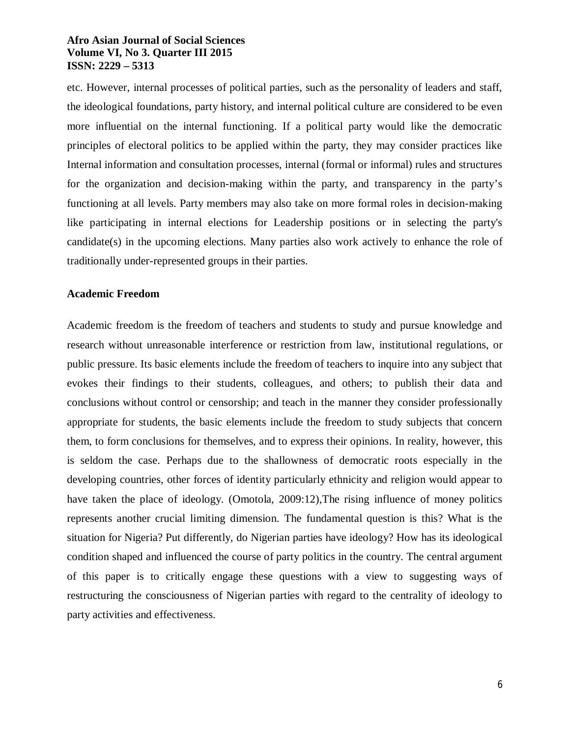etc. However, internal processes of political parties, such as the personality of leaders and staff, the ideological foundations, party history, and internal political culture are considered to be even more influential on the internal functioning. If a political party would like the democratic principles of electoral politics to be applied within the party, they may consider practices like Internal information and consultation processes, internal (formal or informal) rules and structures for the organization and decision-making within the party, and transparency in the party's functioning at all levels. Party members may also take on more formal roles in decision-making like participating in internal elections for Leadership positions or in selecting the party's candidate(s) in the upcoming elections. Many parties also work actively to enhance the role of traditionally under-represented groups in their parties.

**Academic Freedom**

Academic freedom is the freedom of teachers and students to study and pursue knowledge and research without unreasonable interference or restriction from law, institutional regulations, or public pressure. Its basic elements include the freedom of teachers to inquire into any subject that evokes their findings to their students, colleagues, and others; to publish their data and conclusions without control or censorship; and teach in the manner they consider professionally appropriate for students, the basic elements include the freedom to study subjects that concern them, to form conclusions for themselves, and to express their opinions. In reality, however, this is seldom the case. Perhaps due to the shallowness of democratic roots especially in the developing countries, other forces of identity particularly ethnicity and religion would appear to have taken the place of ideology. (Omotola, 2009:12),The rising influence of money politics represents another crucial limiting dimension. The fundamental question is this? What is the situation for Nigeria? Put differently, do Nigerian parties have ideology? How has its ideological condition shaped and influenced the course of party politics in the country. The central argument of this paper is to critically engage these questions with a view to suggesting ways of restructuring the consciousness of Nigerian parties with regard to the centrality of ideology to party activities and effectiveness.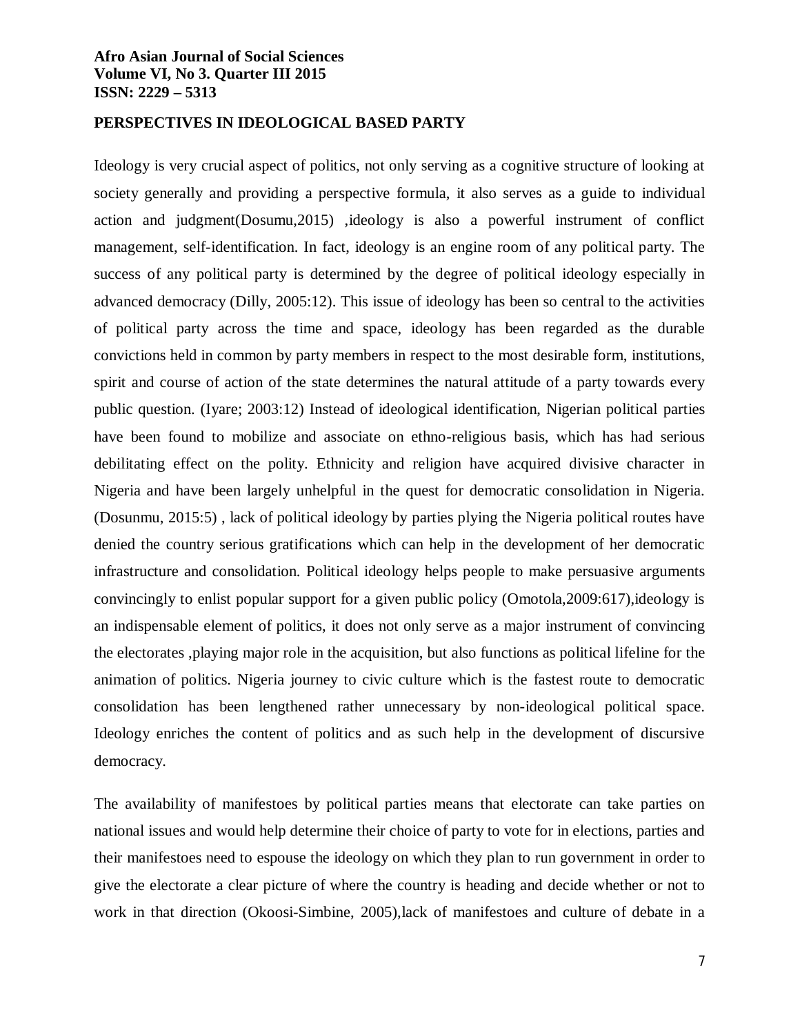## PERSPECTIVES IN IDEOLOGICAL BASED PARTY

Ideology is very crucial aspect of politics, not only serving as a cognitive structure of looking at society generally and providing a perspective formula, it also serves as a guide to individual action and judgment(Dosumu,2015) ,ideology is also a powerful instrument of conflict management, self-identification. In fact, ideology is an engine room of any political party. The success of any political party is determined by the degree of political ideology especially in advanced democracy (Dilly, 2005:12). This issue of ideology has been so central to the activities of political party across the time and space, ideology has been regarded as the durable convictions held in common by party members in respect to the most desirable form, institutions, spirit and course of action of the state determines the natural attitude of a party towards every public question. (Iyare; 2003:12) Instead of ideological identification, Nigerian political parties have been found to mobilize and associate on ethno-religious basis, which has had serious debilitating effect on the polity. Ethnicity and religion have acquired divisive character in Nigeria and have been largely unhelpful in the quest for democratic consolidation in Nigeria. (Dosunmu, 2015:5) , lack of political ideology by parties plying the Nigeria political routes have denied the country serious gratifications which can help in the development of her democratic infrastructure and consolidation. Political ideology helps people to make persuasive arguments convincingly to enlist popular support for a given public policy (Omotola,2009:617),ideology is an indispensable element of politics, it does not only serve as a major instrument of convincing the electorates ,playing major role in the acquisition, but also functions as political lifeline for the animation of politics. Nigeria journey to civic culture which is the fastest route to democratic consolidation has been lengthened rather unnecessary by non-ideological political space. Ideology enriches the content of politics and as such help in the development of discursive democracy.

The availability of manifestoes by political parties means that electorate can take parties on national issues and would help determine their choice of party to vote for in elections, parties and their manifestoes need to espouse the ideology on which they plan to run government in order to give the electorate a clear picture of where the country is heading and decide whether or not to work in that direction (Okoosi-Simbine, 2005),lack of manifestoes and culture of debate in a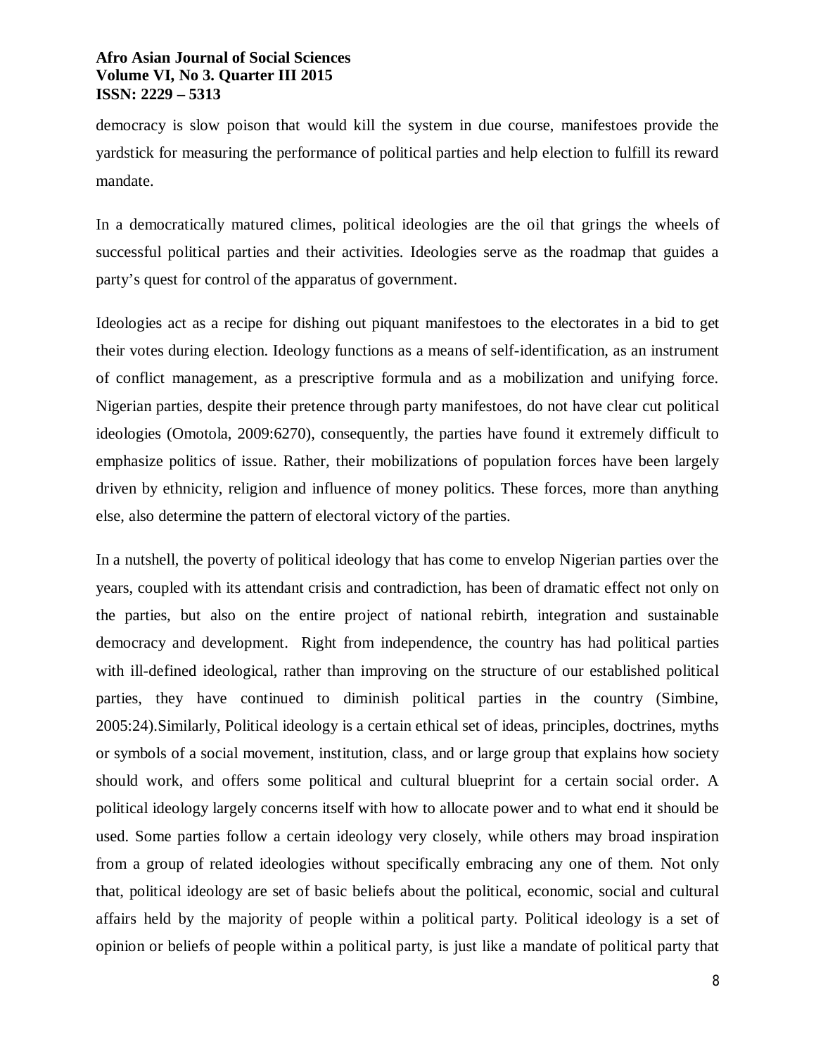democracy is slow poison that would kill the system in due course, manifestoes provide the yardstick for measuring the performance of political parties and help election to fulfill its reward mandate.

In a democratically matured climes, political ideologies are the oil that grings the wheels of successful political parties and their activities. Ideologies serve as the roadmap that guides a party's quest for control of the apparatus of government.

Ideologies act as a recipe for dishing out piquant manifestoes to the electorates in a bid to get their votes during election. Ideology functions as a means of self-identification, as an instrument of conflict management, as a prescriptive formula and as a mobilization and unifying force. Nigerian parties, despite their pretence through party manifestoes, do not have clear cut political ideologies (Omotola, 2009:6270), consequently, the parties have found it extremely difficult to emphasize politics of issue. Rather, their mobilizations of population forces have been largely driven by ethnicity, religion and influence of money politics. These forces, more than anything else, also determine the pattern of electoral victory of the parties.

In a nutshell, the poverty of political ideology that has come to envelop Nigerian parties over the years, coupled with its attendant crisis and contradiction, has been of dramatic effect not only on the parties, but also on the entire project of national rebirth, integration and sustainable democracy and development. Right from independence, the country has had political parties with ill-defined ideological, rather than improving on the structure of our established political parties, they have continued to diminish political parties in the country (Simbine, 2005:24).Similarly, Political ideology is a certain ethical set of ideas, principles, doctrines, myths or symbols of a social movement, institution, class, and or large group that explains how society should work, and offers some political and cultural blueprint for a certain social order. A political ideology largely concerns itself with how to allocate power and to what end it should be used. Some parties follow a certain ideology very closely, while others may broad inspiration from a group of related ideologies without specifically embracing any one of them. Not only that, political ideology are set of basic beliefs about the political, economic, social and cultural affairs held by the majority of people within a political party. Political ideology is a set of opinion or beliefs of people within a political party, is just like a mandate of political party that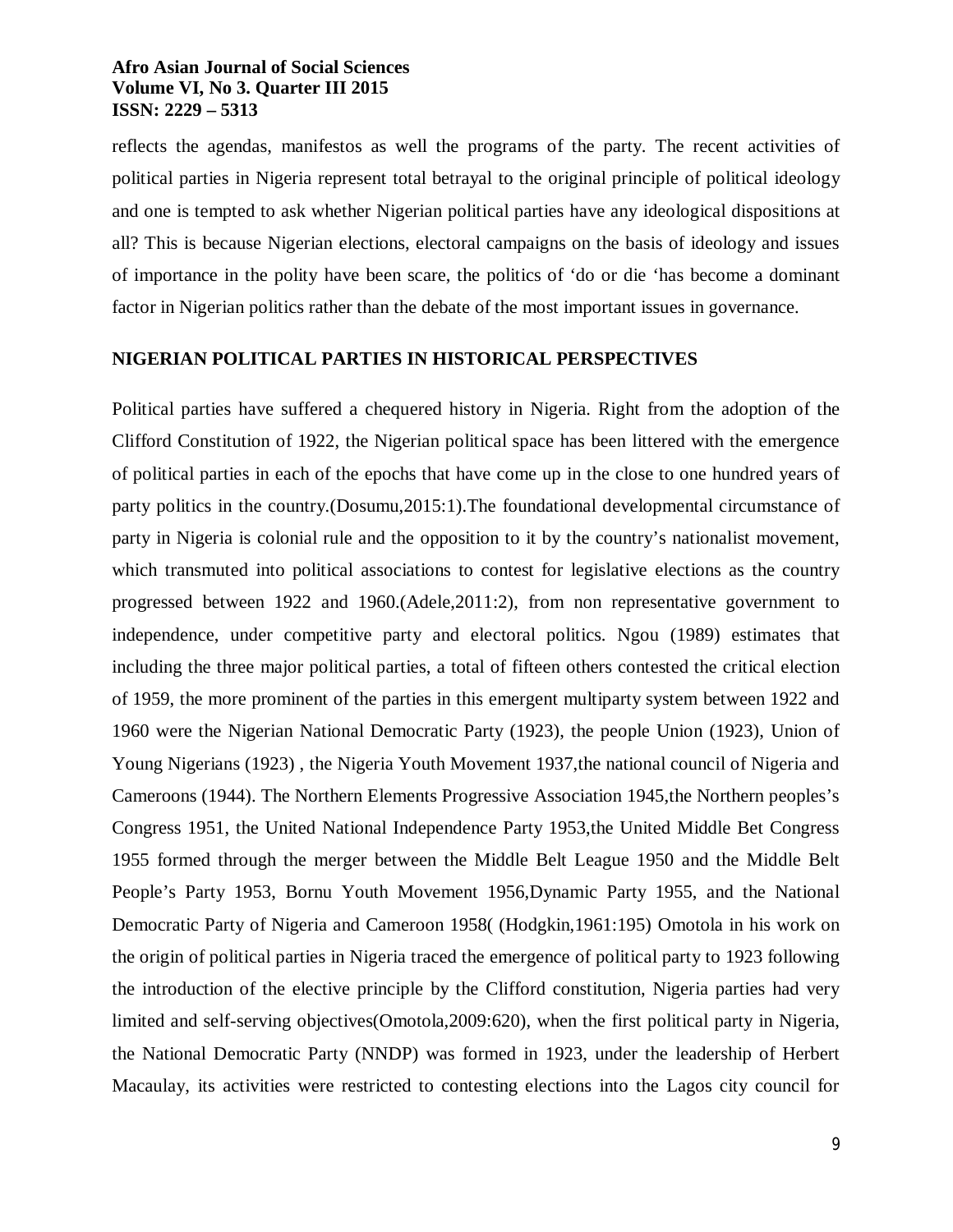reflects the agendas, manifestos as well the programs of the party. The recent activities of political parties in Nigeria represent total betrayal to the original principle of political ideology and one is tempted to ask whether Nigerian political parties have any ideological dispositions at all? This is because Nigerian elections, electoral campaigns on the basis of ideology and issues of importance in the polity have been scare, the politics of 'do or die 'has become a dominant factor in Nigerian politics rather than the debate of the most important issues in governance.

## NIGERIAN POLITICAL PARTIES IN HISTORICAL PERSPECTIVES

Political parties have suffered a chequered history in Nigeria. Right from the adoption of the Clifford Constitution of 1922, the Nigerian political space has been littered with the emergence of political parties in each of the epochs that have come up in the close to one hundred years of party politics in the country.(Dosumu,2015:1).The foundational developmental circumstance of party in Nigeria is colonial rule and the opposition to it by the country's nationalist movement, which transmuted into political associations to contest for legislative elections as the country progressed between 1922 and 1960.(Adele,2011:2), from non representative government to independence, under competitive party and electoral politics. Ngou (1989) estimates that including the three major political parties, a total of fifteen others contested the critical election of 1959, the more prominent of the parties in this emergent multiparty system between 1922 and 1960 were the Nigerian National Democratic Party (1923), the people Union (1923), Union of Young Nigerians (1923) , the Nigeria Youth Movement 1937,the national council of Nigeria and Cameroons (1944). The Northern Elements Progressive Association 1945,the Northern peoples's Congress 1951, the United National Independence Party 1953,the United Middle Bet Congress 1955 formed through the merger between the Middle Belt League 1950 and the Middle Belt People's Party 1953, Bornu Youth Movement 1956,Dynamic Party 1955, and the National Democratic Party of Nigeria and Cameroon 1958( (Hodgkin,1961:195) Omotola in his work on the origin of political parties in Nigeria traced the emergence of political party to 1923 following the introduction of the elective principle by the Clifford constitution, Nigeria parties had very limited and self-serving objectives(Omotola,2009:620), when the first political party in Nigeria, the National Democratic Party (NNDP) was formed in 1923, under the leadership of Herbert Macaulay, its activities were restricted to contesting elections into the Lagos city council for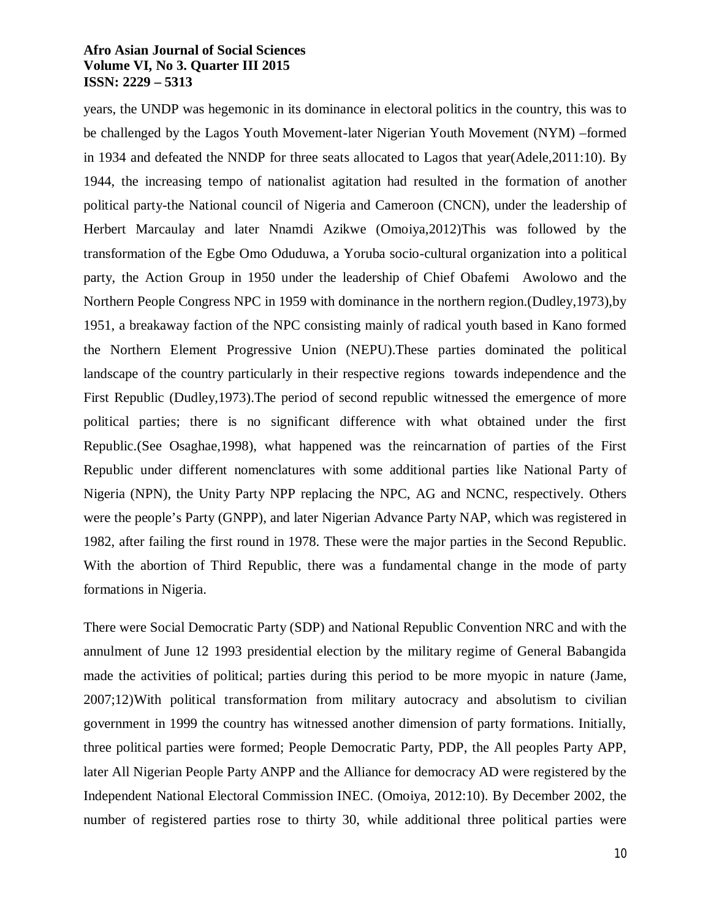years, the UNDP was hegemonic in its dominance in electoral politics in the country, this was to be challenged by the Lagos Youth Movement-later Nigerian Youth Movement (NYM) –formed in 1934 and defeated the NNDP for three seats allocated to Lagos that year(Adele,2011:10). By 1944, the increasing tempo of nationalist agitation had resulted in the formation of another political party-the National council of Nigeria and Cameroon (CNCN), under the leadership of Herbert Marcaulay and later Nnamdi Azikwe (Omoiya,2012)This was followed by the transformation of the Egbe Omo Oduduwa, a Yoruba socio-cultural organization into a political party, the Action Group in 1950 under the leadership of Chief Obafemi Awolowo and the Northern People Congress NPC in 1959 with dominance in the northern region.(Dudley,1973),by 1951, a breakaway faction of the NPC consisting mainly of radical youth based in Kano formed the Northern Element Progressive Union (NEPU).These parties dominated the political landscape of the country particularly in their respective regions towards independence and the First Republic (Dudley,1973).The period of second republic witnessed the emergence of more political parties; there is no significant difference with what obtained under the first Republic.(See Osaghae,1998), what happened was the reincarnation of parties of the First Republic under different nomenclatures with some additional parties like National Party of Nigeria (NPN), the Unity Party NPP replacing the NPC, AG and NCNC, respectively. Others were the people's Party (GNPP), and later Nigerian Advance Party NAP, which was registered in 1982, after failing the first round in 1978. These were the major parties in the Second Republic. With the abortion of Third Republic, there was a fundamental change in the mode of party formations in Nigeria.

There were Social Democratic Party (SDP) and National Republic Convention NRC and with the annulment of June 12 1993 presidential election by the military regime of General Babangida made the activities of political; parties during this period to be more myopic in nature (Jame, 2007;12)With political transformation from military autocracy and absolutism to civilian government in 1999 the country has witnessed another dimension of party formations. Initially, three political parties were formed; People Democratic Party, PDP, the All peoples Party APP, later All Nigerian People Party ANPP and the Alliance for democracy AD were registered by the Independent National Electoral Commission INEC. (Omoiya, 2012:10). By December 2002, the number of registered parties rose to thirty 30, while additional three political parties were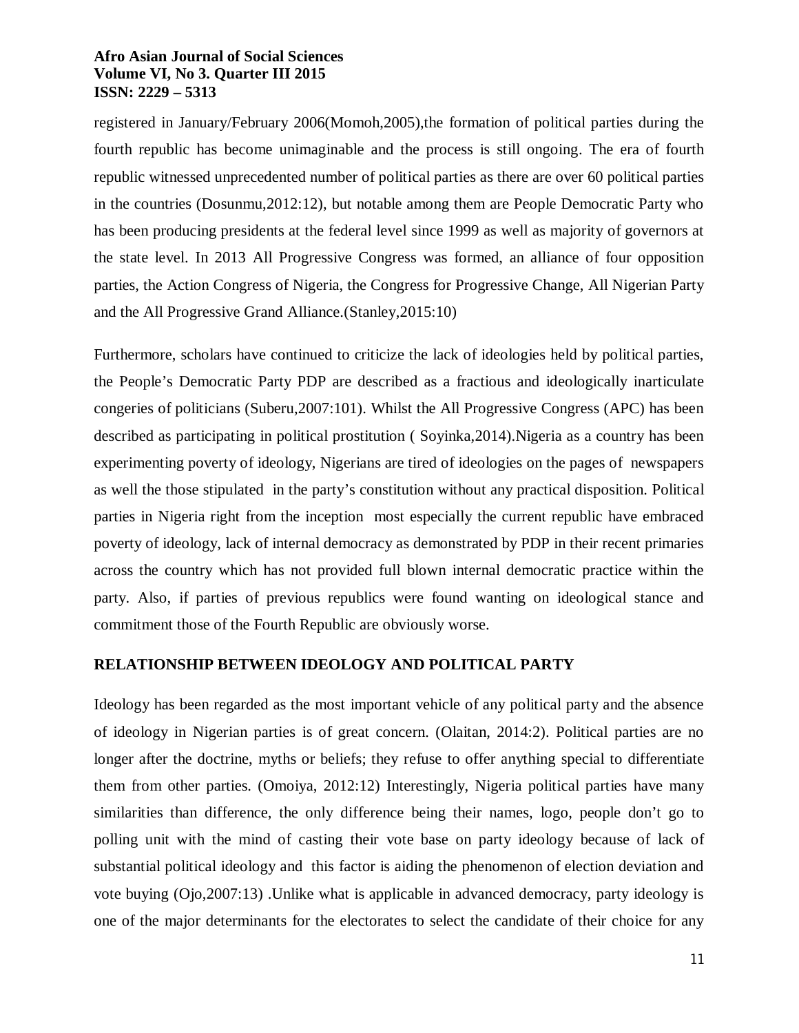registered in January/February 2006(Momoh,2005),the formation of political parties during the fourth republic has become unimaginable and the process is still ongoing. The era of fourth republic witnessed unprecedented number of political parties as there are over 60 political parties in the countries (Dosunmu,2012:12), but notable among them are People Democratic Party who has been producing presidents at the federal level since 1999 as well as majority of governors at the state level. In 2013 All Progressive Congress was formed, an alliance of four opposition parties, the Action Congress of Nigeria, the Congress for Progressive Change, All Nigerian Party and the All Progressive Grand Alliance.(Stanley,2015:10)

Furthermore, scholars have continued to criticize the lack of ideologies held by political parties, the People's Democratic Party PDP are described as a fractious and ideologically inarticulate congeries of politicians (Suberu,2007:101). Whilst the All Progressive Congress (APC) has been described as participating in political prostitution ( Soyinka,2014).Nigeria as a country has been experimenting poverty of ideology, Nigerians are tired of ideologies on the pages of newspapers as well the those stipulated in the party's constitution without any practical disposition. Political parties in Nigeria right from the inception most especially the current republic have embraced poverty of ideology, lack of internal democracy as demonstrated by PDP in their recent primaries across the country which has not provided full blown internal democratic practice within the party. Also, if parties of previous republics were found wanting on ideological stance and commitment those of the Fourth Republic are obviously worse.

## RELATIONSHIP BETWEEN IDEOLOGY AND POLITICAL PARTY

Ideology has been regarded as the most important vehicle of any political party and the absence of ideology in Nigerian parties is of great concern. (Olaitan, 2014:2). Political parties are no longer after the doctrine, myths or beliefs; they refuse to offer anything special to differentiate them from other parties. (Omoiya, 2012:12) Interestingly, Nigeria political parties have many similarities than difference, the only difference being their names, logo, people don't go to polling unit with the mind of casting their vote base on party ideology because of lack of substantial political ideology and this factor is aiding the phenomenon of election deviation and vote buying (Ojo,2007:13) .Unlike what is applicable in advanced democracy, party ideology is one of the major determinants for the electorates to select the candidate of their choice for any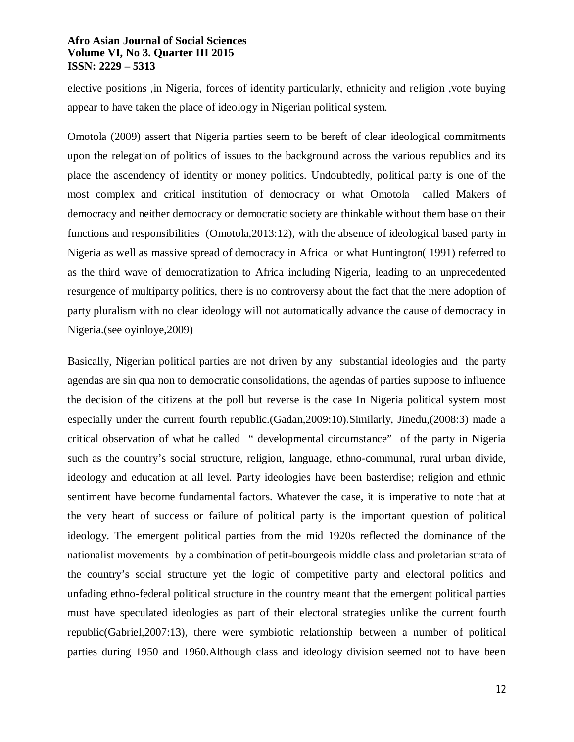elective positions ,in Nigeria, forces of identity particularly, ethnicity and religion ,vote buying appear to have taken the place of ideology in Nigerian political system.

Omotola (2009) assert that Nigeria parties seem to be bereft of clear ideological commitments upon the relegation of politics of issues to the background across the various republics and its place the ascendency of identity or money politics. Undoubtedly, political party is one of the most complex and critical institution of democracy or what Omotola called Makers of democracy and neither democracy or democratic society are thinkable without them base on their functions and responsibilities (Omotola,2013:12), with the absence of ideological based party in Nigeria as well as massive spread of democracy in Africa or what Huntington( 1991) referred to as the third wave of democratization to Africa including Nigeria, leading to an unprecedented resurgence of multiparty politics, there is no controversy about the fact that the mere adoption of party pluralism with no clear ideology will not automatically advance the cause of democracy in Nigeria.(see oyinloye,2009)

Basically, Nigerian political parties are not driven by any substantial ideologies and the party agendas are sin qua non to democratic consolidations, the agendas of parties suppose to influence the decision of the citizens at the poll but reverse is the case In Nigeria political system most especially under the current fourth republic.(Gadan,2009:10).Similarly, Jinedu,(2008:3) made a critical observation of what he called " developmental circumstance" of the party in Nigeria such as the country's social structure, religion, language, ethno-communal, rural urban divide, ideology and education at all level. Party ideologies have been basterdise; religion and ethnic sentiment have become fundamental factors. Whatever the case, it is imperative to note that at the very heart of success or failure of political party is the important question of political ideology. The emergent political parties from the mid 1920s reflected the dominance of the nationalist movements by a combination of petit-bourgeois middle class and proletarian strata of the country's social structure yet the logic of competitive party and electoral politics and unfading ethno-federal political structure in the country meant that the emergent political parties must have speculated ideologies as part of their electoral strategies unlike the current fourth republic(Gabriel,2007:13), there were symbiotic relationship between a number of political parties during 1950 and 1960.Although class and ideology division seemed not to have been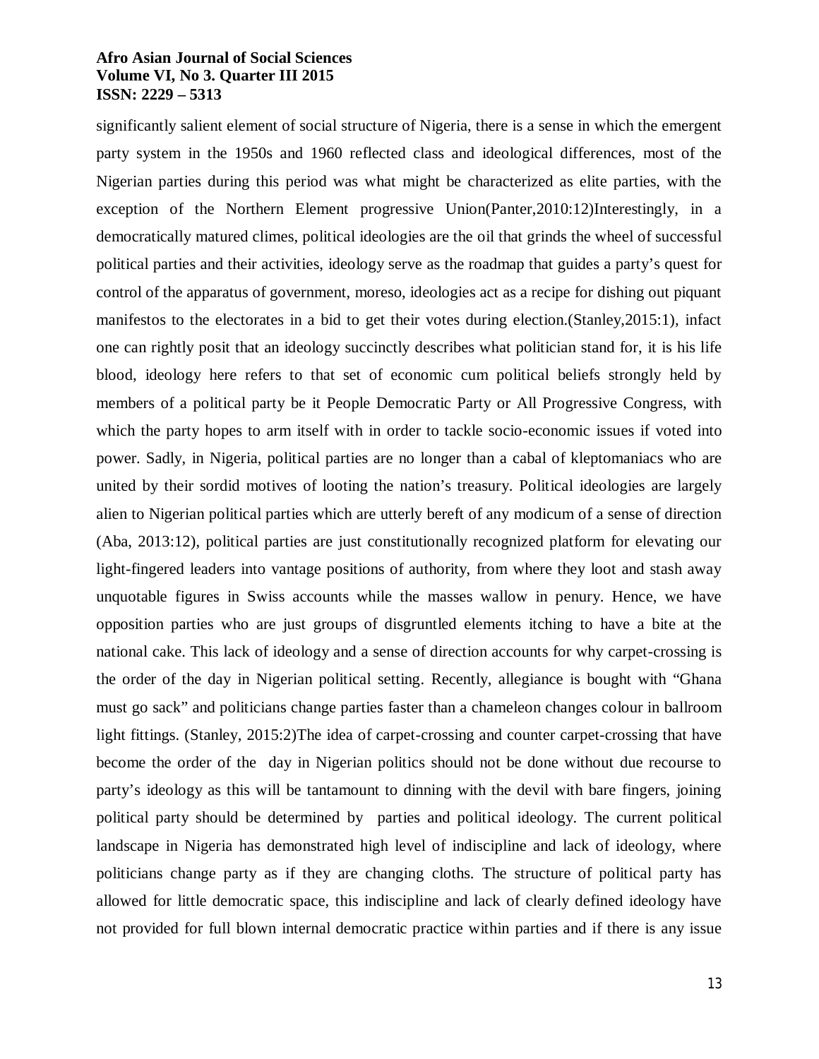significantly salient element of social structure of Nigeria, there is a sense in which the emergent party system in the 1950s and 1960 reflected class and ideological differences, most of the Nigerian parties during this period was what might be characterized as elite parties, with the exception of the Northern Element progressive Union(Panter,2010:12)Interestingly, in a democratically matured climes, political ideologies are the oil that grinds the wheel of successful political parties and their activities, ideology serve as the roadmap that guides a party's quest for control of the apparatus of government, moreso, ideologies act as a recipe for dishing out piquant manifestos to the electorates in a bid to get their votes during election.(Stanley,2015:1), infact one can rightly posit that an ideology succinctly describes what politician stand for, it is his life blood, ideology here refers to that set of economic cum political beliefs strongly held by members of a political party be it People Democratic Party or All Progressive Congress, with which the party hopes to arm itself with in order to tackle socio-economic issues if voted into power. Sadly, in Nigeria, political parties are no longer than a cabal of kleptomaniacs who are united by their sordid motives of looting the nation's treasury. Political ideologies are largely alien to Nigerian political parties which are utterly bereft of any modicum of a sense of direction (Aba, 2013:12), political parties are just constitutionally recognized platform for elevating our light-fingered leaders into vantage positions of authority, from where they loot and stash away unquotable figures in Swiss accounts while the masses wallow in penury. Hence, we have opposition parties who are just groups of disgruntled elements itching to have a bite at the national cake. This lack of ideology and a sense of direction accounts for why carpet-crossing is the order of the day in Nigerian political setting. Recently, allegiance is bought with "Ghana must go sack" and politicians change parties faster than a chameleon changes colour in ballroom light fittings. (Stanley, 2015:2)The idea of carpet-crossing and counter carpet-crossing that have become the order of the day in Nigerian politics should not be done without due recourse to party's ideology as this will be tantamount to dinning with the devil with bare fingers, joining political party should be determined by parties and political ideology. The current political landscape in Nigeria has demonstrated high level of indiscipline and lack of ideology, where politicians change party as if they are changing cloths. The structure of political party has allowed for little democratic space, this indiscipline and lack of clearly defined ideology have not provided for full blown internal democratic practice within parties and if there is any issue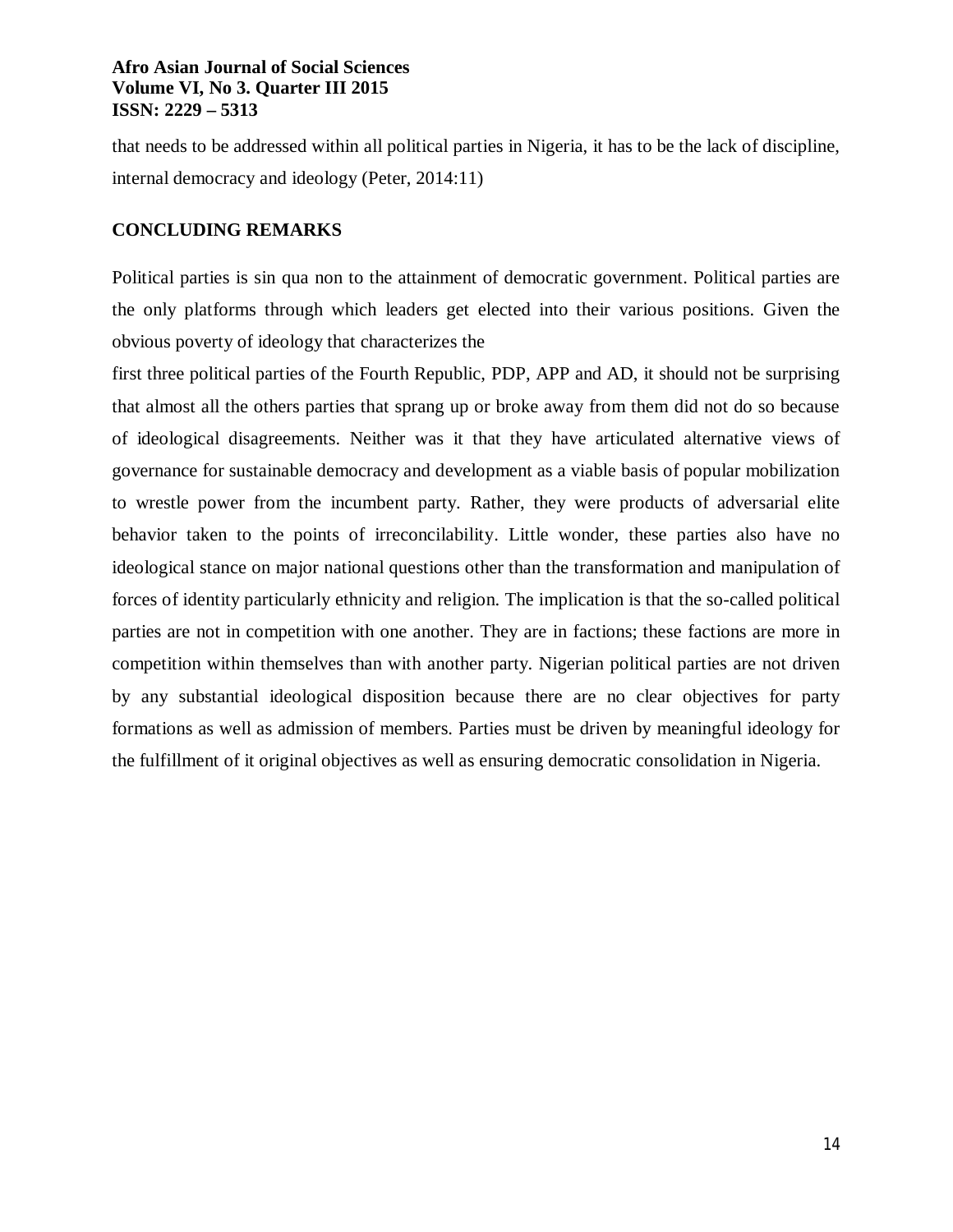that needs to be addressed within all political parties in Nigeria, it has to be the lack of discipline, internal democracy and ideology (Peter, 2014:11)

## CONCLUDING REMARKS

Political parties is sin qua non to the attainment of democratic government. Political parties are the only platforms through which leaders get elected into their various positions. Given the obvious poverty of ideology that characterizes the first three political parties of the Fourth Republic, PDP, APP and AD, it should not be surprising that almost all the others parties that sprang up or broke away from them did not do so because of ideological disagreements. Neither was it that they have articulated alternative views of governance for sustainable democracy and development as a viable basis of popular mobilization to wrestle power from the incumbent party. Rather, they were products of adversarial elite behavior taken to the points of irreconcilability. Little wonder, these parties also have no ideological stance on major national questions other than the transformation and manipulation of forces of identity particularly ethnicity and religion. The implication is that the so-called political parties are not in competition with one another. They are in factions; these factions are more in competition within themselves than with another party. Nigerian political parties are not driven by any substantial ideological disposition because there are no clear objectives for party formations as well as admission of members. Parties must be driven by meaningful ideology for the fulfillment of it original objectives as well as ensuring democratic consolidation in Nigeria.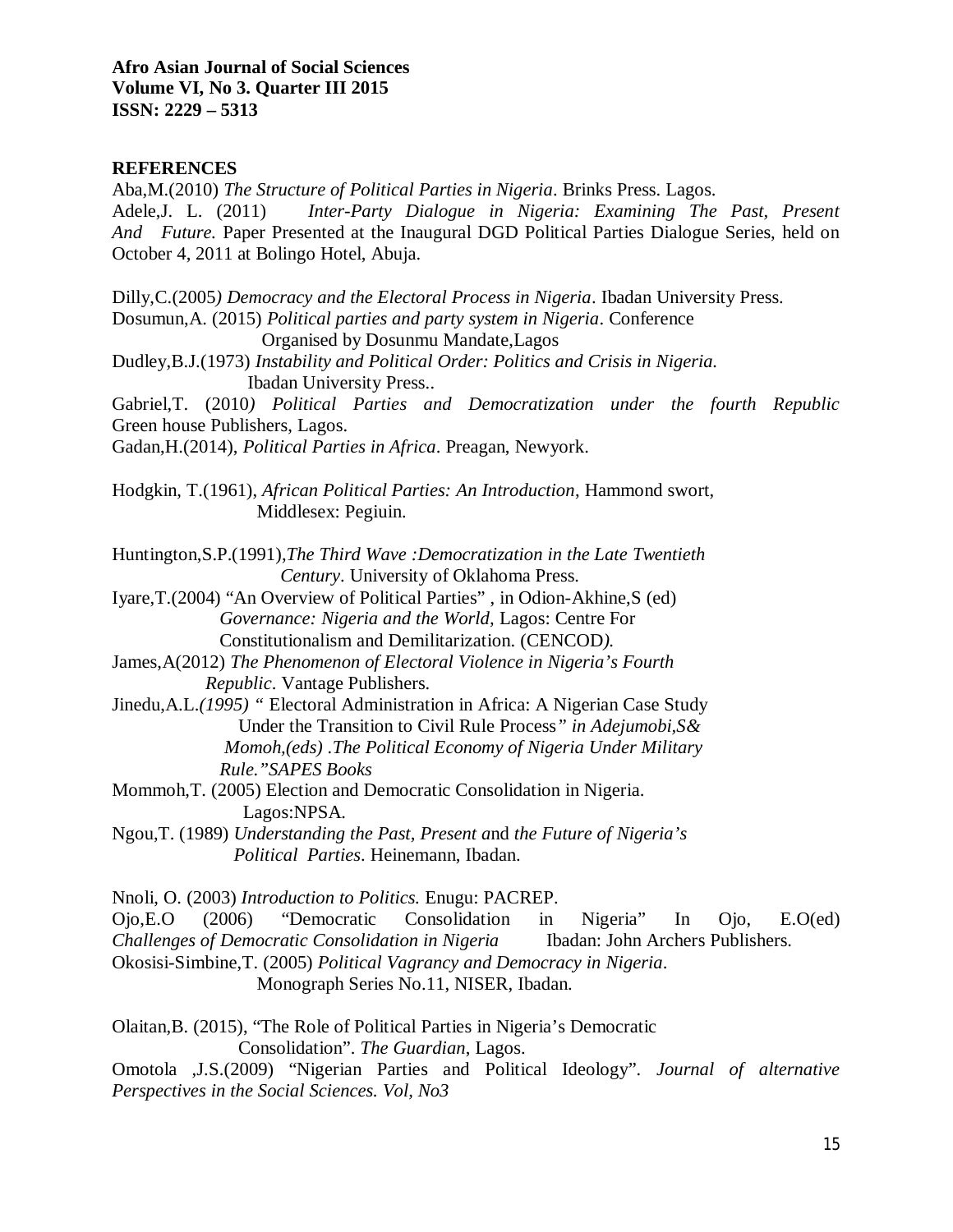## REFERENCES

Aba,M.(2010) *The Structure of Political Parties in Nigeria*. Brinks Press. Lagos.

Adele,J. L. (2011) *Inter-Party Dialogue in Nigeria: Examining The Past, Present And Future*. Paper Presented at the Inaugural DGD Political Parties Dialogue Series, held on October 4, 2011 at Bolingo Hotel, Abuja.

Dilly,C.(2005*) Democracy and the Electoral Process in Nigeria*. Ibadan University Press.

Dosumun,A. (2015) *Political parties and party system in Nigeria*. Conference Organised by Dosunmu Mandate,Lagos

Dudley,B.J.(1973) *Instability and Political Order: Politics and Crisis in Nigeria.* Ibadan University Press..

Gabriel,T. (2010*) Political Parties and Democratization under the fourth Republic* Green house Publishers, Lagos.

Gadan,H.(2014), *Political Parties in Africa*. Preagan, Newyork.

Hodgkin, T.(1961), *African Political Parties: An Introduction*, Hammond swort, Middlesex: Pegiuin.

Huntington,S.P.(1991),*The Third Wave :Democratization in the Late Twentieth Century*. University of Oklahoma Press.

Iyare,T.(2004) "An Overview of Political Parties" , in Odion-Akhine,S (ed) *Governance: Nigeria and the World,* Lagos: Centre For Constitutionalism and Demilitarization. (CENCOD*).*

James,A(2012) *The Phenomenon of Electoral Violence in Nigeria's Fourth Republic*. Vantage Publishers.

Jinedu,A.L.*(1995) "* Electoral Administration in Africa: A Nigerian Case Study Under the Transition to Civil Rule Process*" in Adejumobi,S& Momoh,(eds) .The Political Economy of Nigeria Under Military Rule."SAPES Books*

Mommoh,T. (2005) Election and Democratic Consolidation in Nigeria. Lagos:NPSA.

Ngou,T. (1989) *Understanding the Past, Present a*nd *the Future of Nigeria's Political Parties*. Heinemann, Ibadan.

Nnoli, O. (2003) *Introduction to Politics.* Enugu: PACREP.

Ojo,E.O (2006) "Democratic Consolidation in Nigeria" In Ojo, E.O(ed) *Challenges of Democratic Consolidation in Nigeria* Ibadan: John Archers Publishers.

Okosisi-Simbine,T. (2005) *Political Vagrancy and Democracy in Nigeria*. Monograph Series No.11, NISER, Ibadan.

Olaitan,B. (2015), "The Role of Political Parties in Nigeria's Democratic Consolidation". *The Guardian*, Lagos.

Omotola ,J.S.(2009) "Nigerian Parties and Political Ideology". *Journal of alternative Perspectives in the Social Sciences. Vol, No3*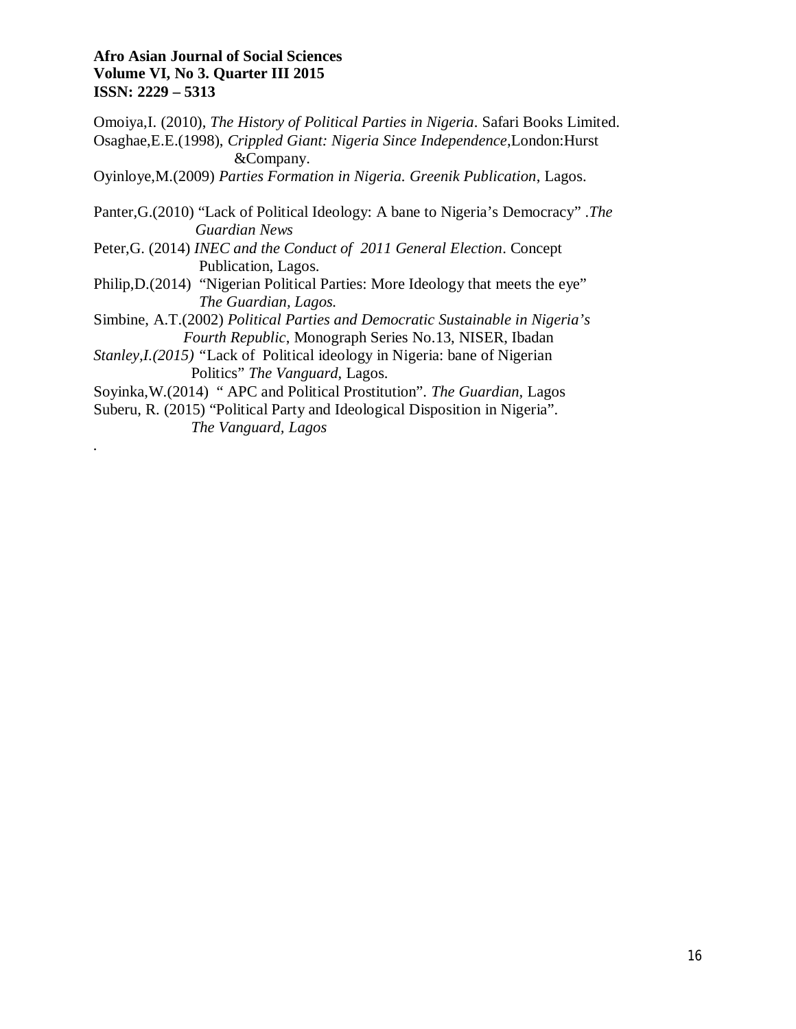Omoiya,I. (2010), *The History of Political Parties in Nigeria*. Safari Books Limited.

Osaghae,E.E.(1998), *Crippled Giant: Nigeria Since Independence*,London:Hurst &Company.

Oyinloye,M.(2009) *Parties Formation in Nigeria. Greenik Publication*, Lagos.

Panter,G.(2010) "Lack of Political Ideology: A bane to Nigeria's Democracy" .*The Guardian News*

Peter,G. (2014) *INEC and the Conduct of 2011 General Election*. Concept Publication, Lagos.

Philip,D.(2014) "Nigerian Political Parties: More Ideology that meets the eye" *The Guardian, Lagos.*

Simbine, A.T.(2002) *Political Parties and Democratic Sustainable in Nigeria's Fourth Republic*, Monograph Series No.13, NISER, Ibadan

*Stanley,I.(2015)* "Lack of Political ideology in Nigeria: bane of Nigerian Politics" *The Vanguard*, Lagos.

Soyinka,W.(2014) " APC and Political Prostitution". *The Guardian,* Lagos

Suberu, R. (2015) "Political Party and Ideological Disposition in Nigeria". *The Vanguard, Lagos*

.